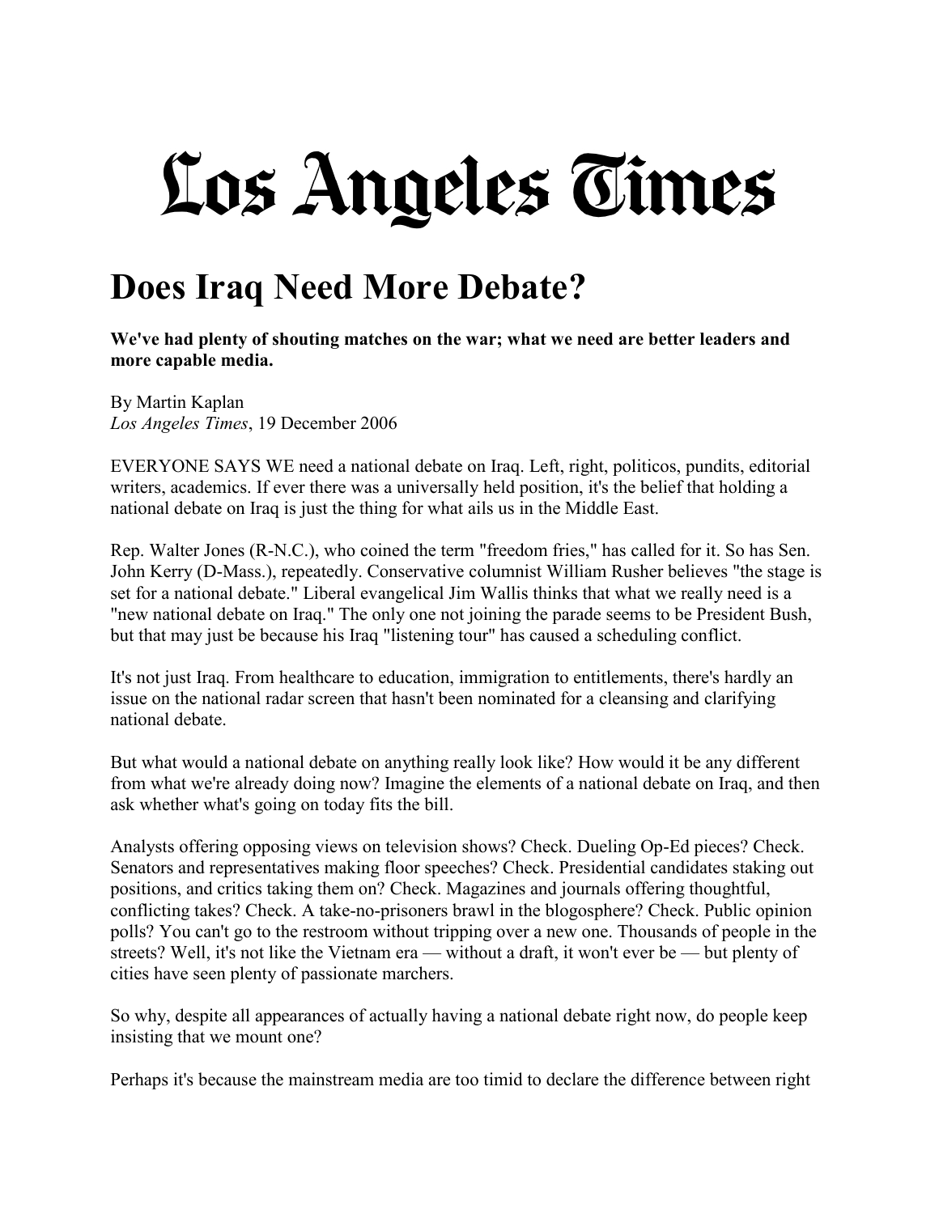# Los Angeles Times

## Does Iraq Need More Debate?

**We've had plenty of shouting matches on the war; what we need are better leaders and more capable media.**

By Martin Kaplan
*Los Angeles Times*, 19 December 2006

EVERYONE SAYS WE need a national debate on Iraq. Left, right, politicos, pundits, editorial writers, academics. If ever there was a universally held position, it's the belief that holding a national debate on Iraq is just the thing for what ails us in the Middle East.

Rep. Walter Jones (R-N.C.), who coined the term "freedom fries," has called for it. So has Sen. John Kerry (D-Mass.), repeatedly. Conservative columnist William Rusher believes "the stage is set for a national debate." Liberal evangelical Jim Wallis thinks that what we really need is a "new national debate on Iraq." The only one not joining the parade seems to be President Bush, but that may just be because his Iraq "listening tour" has caused a scheduling conflict.

It's not just Iraq. From healthcare to education, immigration to entitlements, there's hardly an issue on the national radar screen that hasn't been nominated for a cleansing and clarifying national debate.

But what would a national debate on anything really look like? How would it be any different from what we're already doing now? Imagine the elements of a national debate on Iraq, and then ask whether what's going on today fits the bill.

Analysts offering opposing views on television shows? Check. Dueling Op-Ed pieces? Check. Senators and representatives making floor speeches? Check. Presidential candidates staking out positions, and critics taking them on? Check. Magazines and journals offering thoughtful, conflicting takes? Check. A take-no-prisoners brawl in the blogosphere? Check. Public opinion polls? You can't go to the restroom without tripping over a new one. Thousands of people in the streets? Well, it's not like the Vietnam era — without a draft, it won't ever be — but plenty of cities have seen plenty of passionate marchers.

So why, despite all appearances of actually having a national debate right now, do people keep insisting that we mount one?

Perhaps it's because the mainstream media are too timid to declare the difference between right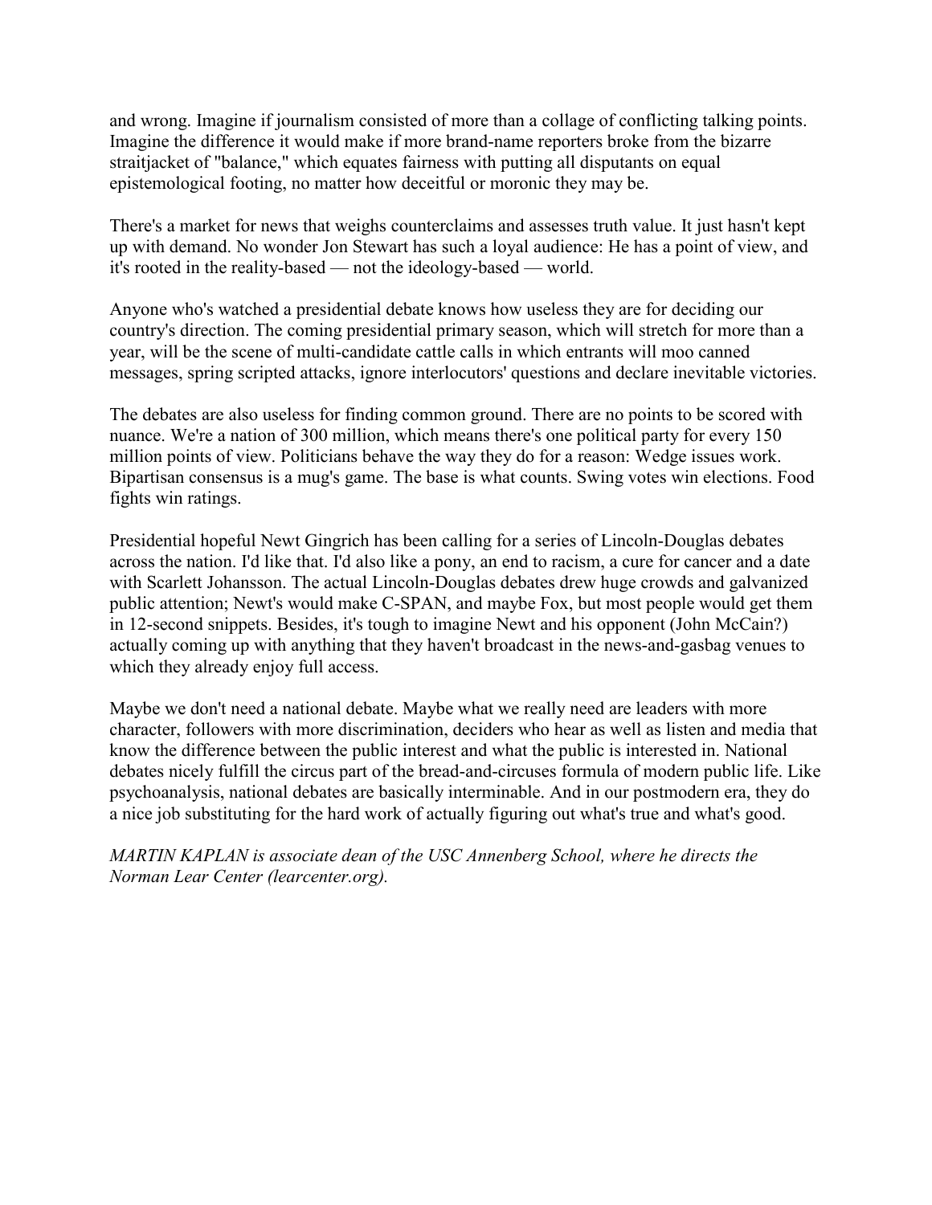and wrong. Imagine if journalism consisted of more than a collage of conflicting talking points. Imagine the difference it would make if more brand-name reporters broke from the bizarre straitjacket of "balance," which equates fairness with putting all disputants on equal epistemological footing, no matter how deceitful or moronic they may be.

There's a market for news that weighs counterclaims and assesses truth value. It just hasn't kept up with demand. No wonder Jon Stewart has such a loyal audience: He has a point of view, and it's rooted in the reality-based — not the ideology-based — world.

Anyone who's watched a presidential debate knows how useless they are for deciding our country's direction. The coming presidential primary season, which will stretch for more than a year, will be the scene of multi-candidate cattle calls in which entrants will moo canned messages, spring scripted attacks, ignore interlocutors' questions and declare inevitable victories.

The debates are also useless for finding common ground. There are no points to be scored with nuance. We're a nation of 300 million, which means there's one political party for every 150 million points of view. Politicians behave the way they do for a reason: Wedge issues work. Bipartisan consensus is a mug's game. The base is what counts. Swing votes win elections. Food fights win ratings.

Presidential hopeful Newt Gingrich has been calling for a series of Lincoln-Douglas debates across the nation. I'd like that. I'd also like a pony, an end to racism, a cure for cancer and a date with Scarlett Johansson. The actual Lincoln-Douglas debates drew huge crowds and galvanized public attention; Newt's would make C-SPAN, and maybe Fox, but most people would get them in 12-second snippets. Besides, it's tough to imagine Newt and his opponent (John McCain?) actually coming up with anything that they haven't broadcast in the news-and-gasbag venues to which they already enjoy full access.

Maybe we don't need a national debate. Maybe what we really need are leaders with more character, followers with more discrimination, deciders who hear as well as listen and media that know the difference between the public interest and what the public is interested in. National debates nicely fulfill the circus part of the bread-and-circuses formula of modern public life. Like psychoanalysis, national debates are basically interminable. And in our postmodern era, they do a nice job substituting for the hard work of actually figuring out what's true and what's good.

*MARTIN KAPLAN is associate dean of the USC Annenberg School, where he directs the Norman Lear Center (learcenter.org).*